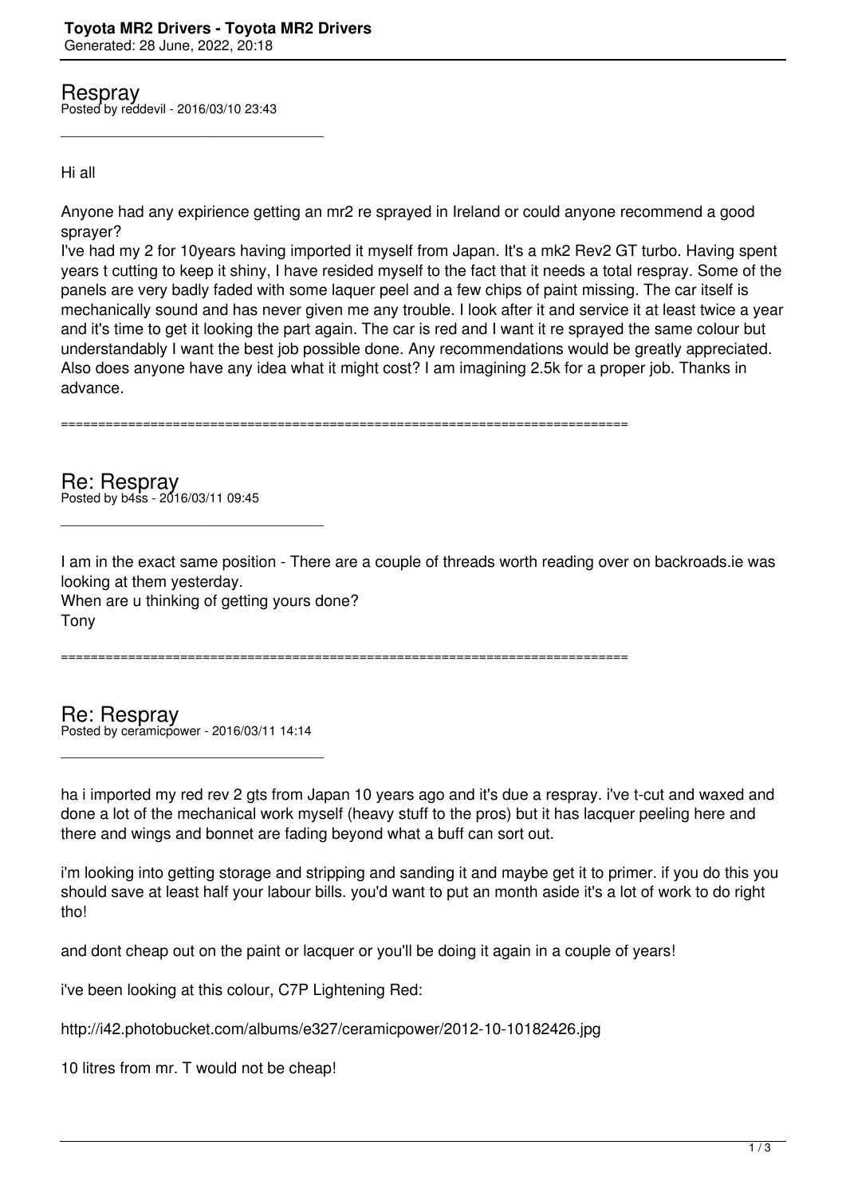# Toyota MR2 Drivers - Toyota MR2 Drivers

Generated: 28 June, 2022, 20:18

## Respray

Posted by reddevil - 2016/03/10 23:43

_____________________________________

Hi all

Anyone had any expirience getting an mr2 re sprayed in Ireland or could anyone recommend a good sprayer?
I've had my 2 for 10years having imported it myself from Japan. It's a mk2 Rev2 GT turbo. Having spent years t cutting to keep it shiny, I have resided myself to the fact that it needs a total respray. Some of the panels are very badly faded with some laquer peel and a few chips of paint missing. The car itself is mechanically sound and has never given me any trouble. I look after it and service it at least twice a year and it's time to get it looking the part again. The car is red and I want it re sprayed the same colour but understandably I want the best job possible done. Any recommendations would be greatly appreciated. Also does anyone have any idea what it might cost? I am imagining 2.5k for a proper job. Thanks in advance.

============================================================================

## Re: Respray

Posted by b4ss - 2016/03/11 09:45

_____________________________________

I am in the exact same position - There are a couple of threads worth reading over on backroads.ie was looking at them yesterday.
When are u thinking of getting yours done?
Tony

============================================================================

## Re: Respray

Posted by ceramicpower - 2016/03/11 14:14

_____________________________________

ha i imported my red rev 2 gts from Japan 10 years ago and it's due a respray. i've t-cut and waxed and done a lot of the mechanical work myself (heavy stuff to the pros) but it has lacquer peeling here and there and wings and bonnet are fading beyond what a buff can sort out.

i'm looking into getting storage and stripping and sanding it and maybe get it to primer. if you do this you should save at least half your labour bills. you'd want to put an month aside it's a lot of work to do right tho!

and dont cheap out on the paint or lacquer or you'll be doing it again in a couple of years!

i've been looking at this colour, C7P Lightening Red:

http://i42.photobucket.com/albums/e327/ceramicpower/2012-10-10182426.jpg

10 litres from mr. T would not be cheap!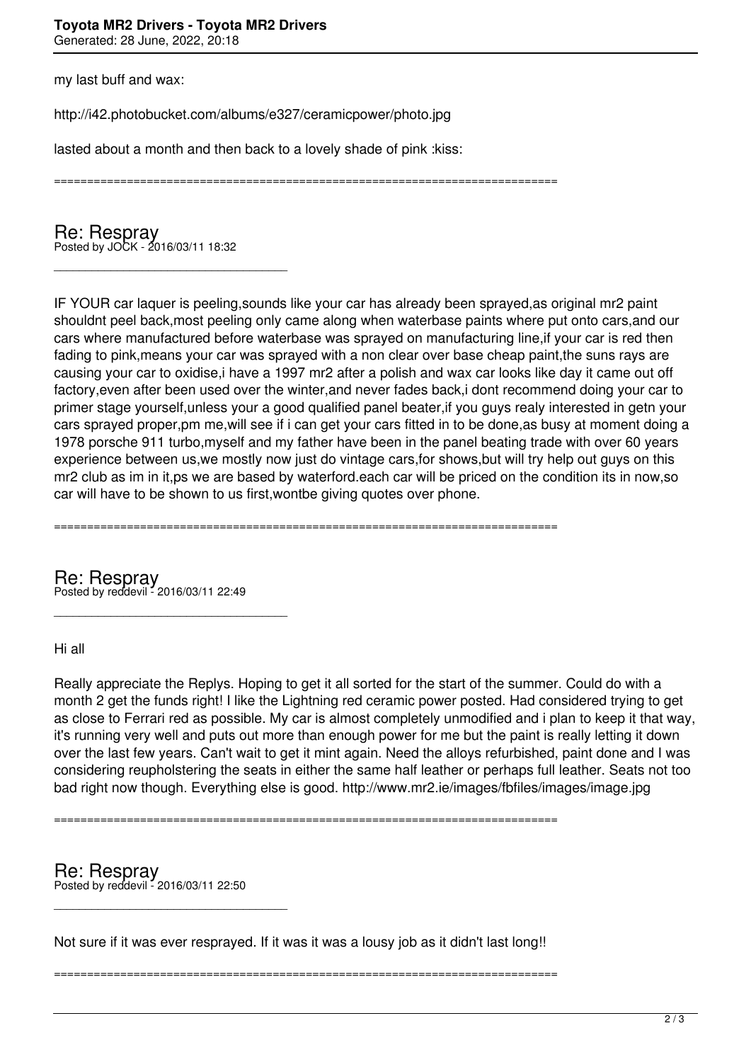my last buff and wax:

http://i42.photobucket.com/albums/e327/ceramicpower/photo.jpg

lasted about a month and then back to a lovely shade of pink :kiss:

============================================================================

## Re: Respray

Posted by JOCK - 2016/03/11 18:32

---

IF YOUR car laquer is peeling,sounds like your car has already been sprayed,as original mr2 paint shouldnt peel back,most peeling only came along when waterbase paints where put onto cars,and our cars where manufactured before waterbase was sprayed on manufacturing line,if your car is red then fading to pink,means your car was sprayed with a non clear over base cheap paint,the suns rays are causing your car to oxidise,i have a 1997 mr2 after a polish and wax car looks like day it came out off factory,even after been used over the winter,and never fades back,i dont recommend doing your car to primer stage yourself,unless your a good qualified panel beater,if you guys realy interested in getn your cars sprayed proper,pm me,will see if i can get your cars fitted in to be done,as busy at moment doing a 1978 porsche 911 turbo,myself and my father have been in the panel beating trade with over 60 years experience between us,we mostly now just do vintage cars,for shows,but will try help out guys on this mr2 club as im in it,ps we are based by waterford.each car will be priced on the condition its in now,so car will have to be shown to us first,wontbe giving quotes over phone.

============================================================================

## Re: Respray

Posted by reddevil - 2016/03/11 22:49

---

Hi all

Really appreciate the Replys. Hoping to get it all sorted for the start of the summer. Could do with a month 2 get the funds right! I like the Lightning red ceramic power posted. Had considered trying to get as close to Ferrari red as possible. My car is almost completely unmodified and i plan to keep it that way, it's running very well and puts out more than enough power for me but the paint is really letting it down over the last few years. Can't wait to get it mint again. Need the alloys refurbished, paint done and I was considering reupholstering the seats in either the same half leather or perhaps full leather. Seats not too bad right now though. Everything else is good. http://www.mr2.ie/images/fbfiles/images/image.jpg

============================================================================

## Re: Respray

Posted by reddevil - 2016/03/11 22:50

---

Not sure if it was ever resprayed. If it was it was a lousy job as it didn't last long!!

============================================================================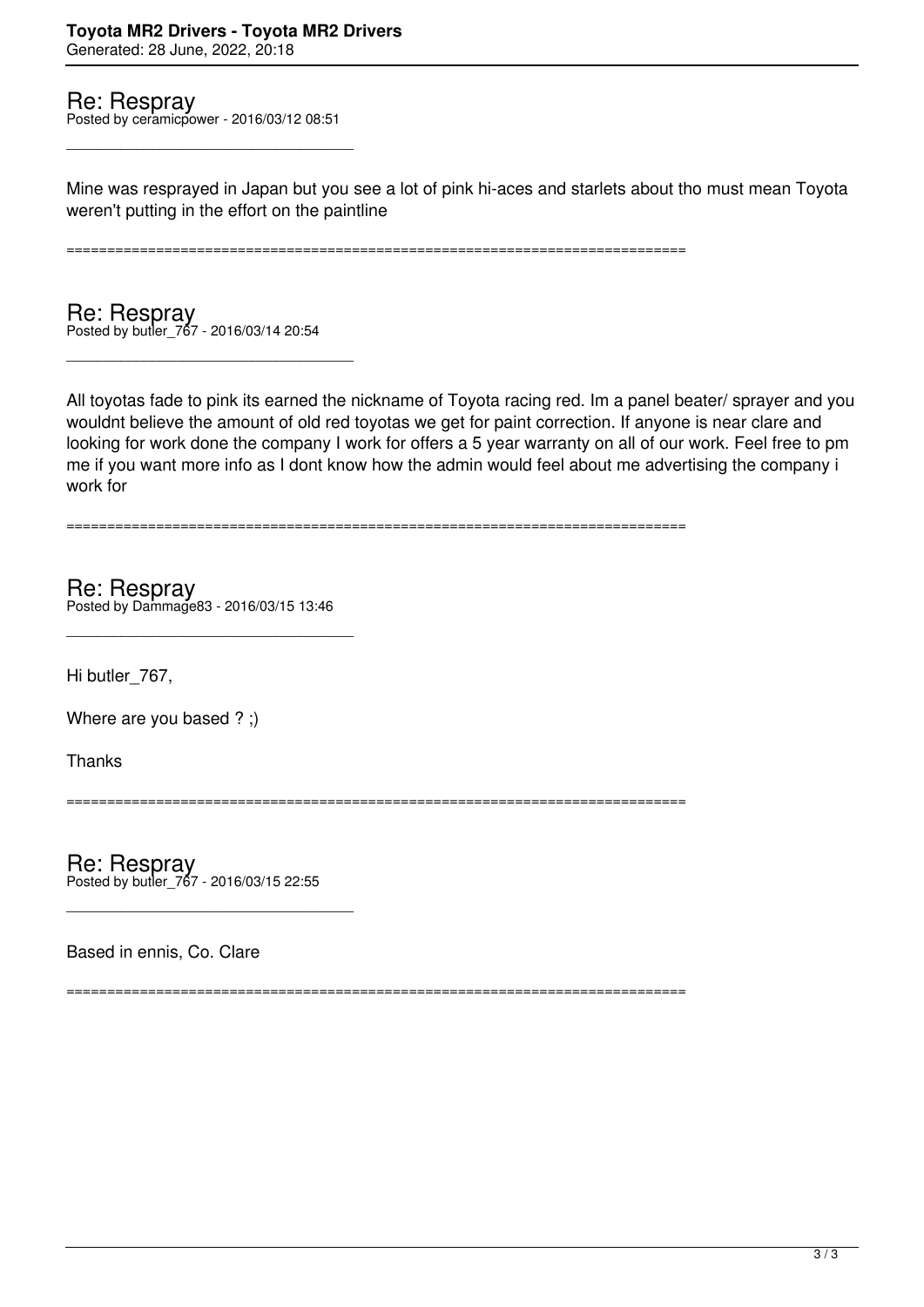## Re: Respray

Posted by ceramicpower - 2016/03/12 08:51

_____________________________________

Mine was resprayed in Japan but you see a lot of pink hi-aces and starlets about tho must mean Toyota weren't putting in the effort on the paintline

============================================================================

## Re: Respray

Posted by butler_767 - 2016/03/14 20:54

_____________________________________

All toyotas fade to pink its earned the nickname of Toyota racing red. Im a panel beater/ sprayer and you wouldnt believe the amount of old red toyotas we get for paint correction. If anyone is near clare and looking for work done the company I work for offers a 5 year warranty on all of our work. Feel free to pm me if you want more info as I dont know how the admin would feel about me advertising the company i work for

============================================================================

## Re: Respray

Posted by Dammage83 - 2016/03/15 13:46

_____________________________________

Hi butler_767,

Where are you based ? ;)

Thanks

============================================================================

## Re: Respray

Posted by butler_767 - 2016/03/15 22:55

_____________________________________

Based in ennis, Co. Clare

============================================================================